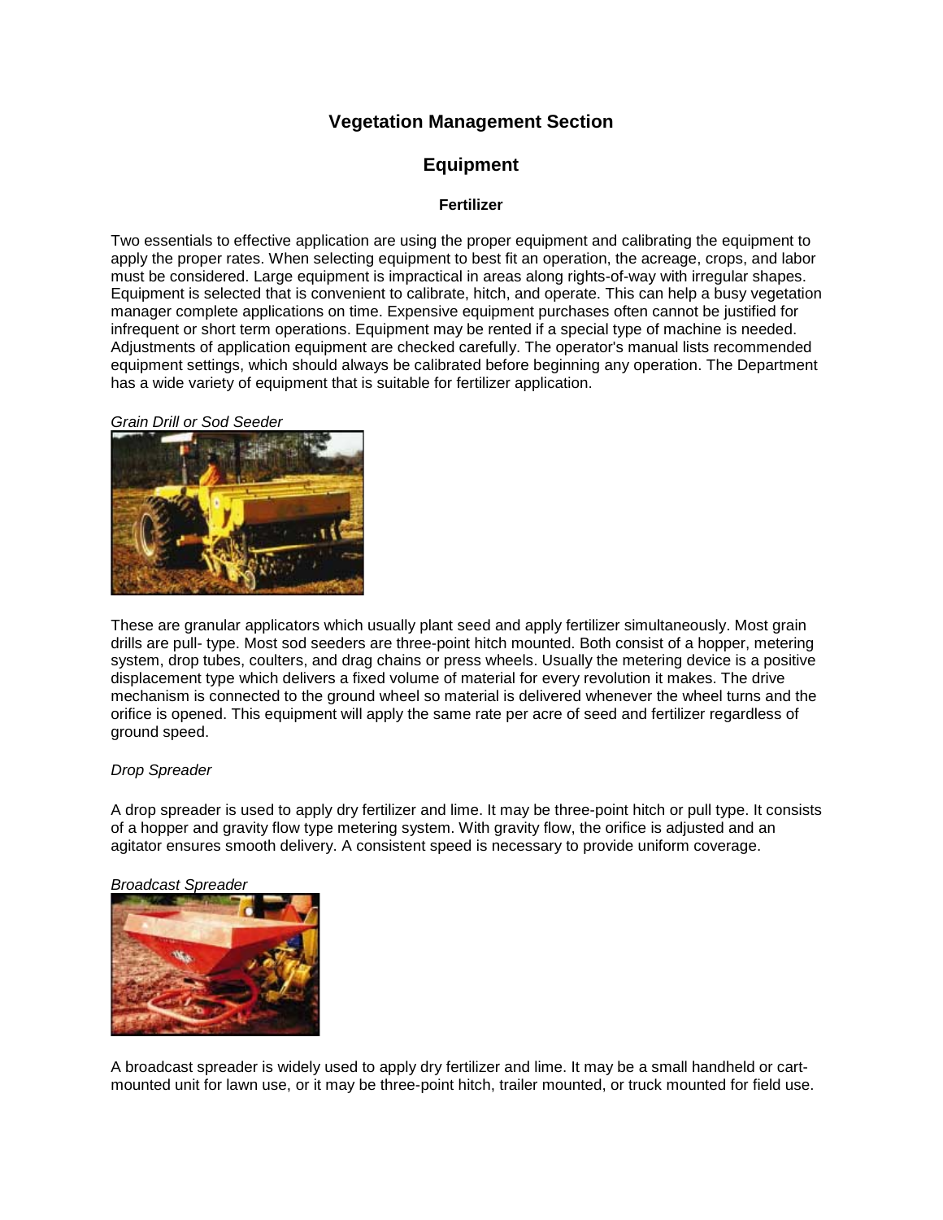# Vegetation Management Section

## Equipment

### Fertilizer

Two essentials to effective application are using the proper equipment and calibrating the equipment to apply the proper rates. When selecting equipment to best fit an operation, the acreage, crops, and labor must be considered. Large equipment is impractical in areas along rights-of-way with irregular shapes. Equipment is selected that is convenient to calibrate, hitch, and operate. This can help a busy vegetation manager complete applications on time. Expensive equipment purchases often cannot be justified for infrequent or short term operations. Equipment may be rented if a special type of machine is needed. Adjustments of application equipment are checked carefully. The operator's manual lists recommended equipment settings, which should always be calibrated before beginning any operation. The Department has a wide variety of equipment that is suitable for fertilizer application.

*Grain Drill or Sod Seeder*

These are granular applicators which usually plant seed and apply fertilizer simultaneously. Most grain drills are pull- type. Most sod seeders are three-point hitch mounted. Both consist of a hopper, metering system, drop tubes, coulters, and drag chains or press wheels. Usually the metering device is a positive displacement type which delivers a fixed volume of material for every revolution it makes. The drive mechanism is connected to the ground wheel so material is delivered whenever the wheel turns and the orifice is opened. This equipment will apply the same rate per acre of seed and fertilizer regardless of ground speed.

*Drop Spreader*

A drop spreader is used to apply dry fertilizer and lime. It may be three-point hitch or pull type. It consists of a hopper and gravity flow type metering system. With gravity flow, the orifice is adjusted and an agitator ensures smooth delivery. A consistent speed is necessary to provide uniform coverage.

*Broadcast Spreader*

A broadcast spreader is widely used to apply dry fertilizer and lime. It may be a small handheld or cart-mounted unit for lawn use, or it may be three-point hitch, trailer mounted, or truck mounted for field use.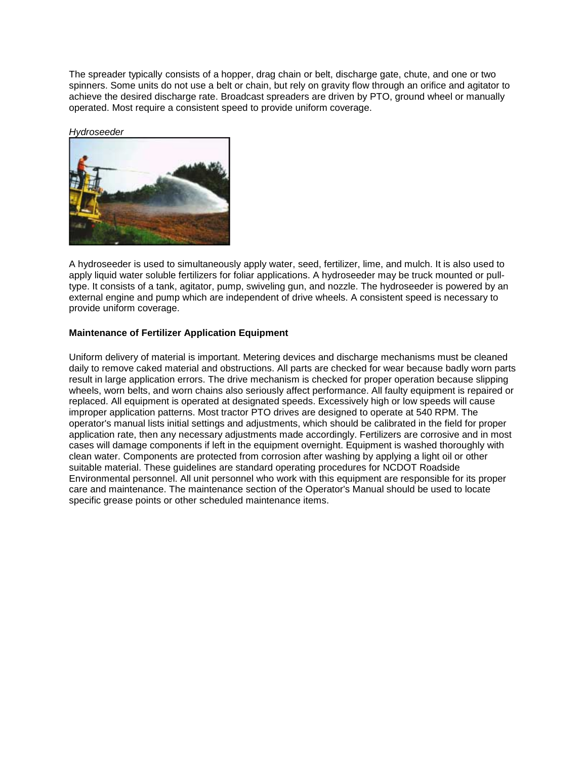The spreader typically consists of a hopper, drag chain or belt, discharge gate, chute, and one or two spinners. Some units do not use a belt or chain, but rely on gravity flow through an orifice and agitator to achieve the desired discharge rate. Broadcast spreaders are driven by PTO, ground wheel or manually operated. Most require a consistent speed to provide uniform coverage.

*Hydroseeder*

A hydroseeder is used to simultaneously apply water, seed, fertilizer, lime, and mulch. It is also used to apply liquid water soluble fertilizers for foliar applications. A hydroseeder may be truck mounted or pull-type. It consists of a tank, agitator, pump, swiveling gun, and nozzle. The hydroseeder is powered by an external engine and pump which are independent of drive wheels. A consistent speed is necessary to provide uniform coverage.

**Maintenance of Fertilizer Application Equipment**

Uniform delivery of material is important. Metering devices and discharge mechanisms must be cleaned daily to remove caked material and obstructions. All parts are checked for wear because badly worn parts result in large application errors. The drive mechanism is checked for proper operation because slipping wheels, worn belts, and worn chains also seriously affect performance. All faulty equipment is repaired or replaced. All equipment is operated at designated speeds. Excessively high or low speeds will cause improper application patterns. Most tractor PTO drives are designed to operate at 540 RPM. The operator's manual lists initial settings and adjustments, which should be calibrated in the field for proper application rate, then any necessary adjustments made accordingly. Fertilizers are corrosive and in most cases will damage components if left in the equipment overnight. Equipment is washed thoroughly with clean water. Components are protected from corrosion after washing by applying a light oil or other suitable material. These guidelines are standard operating procedures for NCDOT Roadside Environmental personnel. All unit personnel who work with this equipment are responsible for its proper care and maintenance. The maintenance section of the Operator's Manual should be used to locate specific grease points or other scheduled maintenance items.